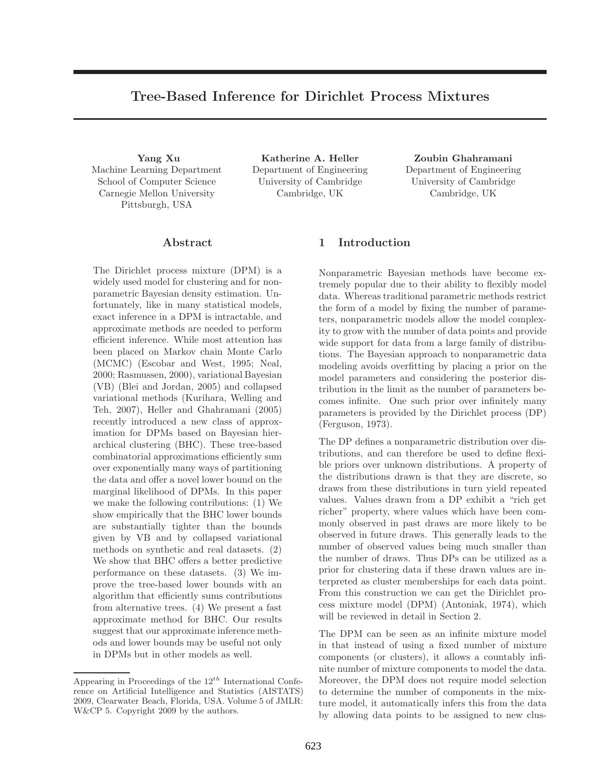# Tree-Based Inference for Dirichlet Process Mixtures

**Yang Xu**
Machine Learning Department
School of Computer Science
Carnegie Mellon University
Pittsburgh, USA

**Katherine A. Heller**
Department of Engineering
University of Cambridge
Cambridge, UK

**Zoubin Ghahramani**
Department of Engineering
University of Cambridge
Cambridge, UK

## Abstract

The Dirichlet process mixture (DPM) is a widely used model for clustering and for nonparametric Bayesian density estimation. Unfortunately, like in many statistical models, exact inference in a DPM is intractable, and approximate methods are needed to perform efficient inference. While most attention has been placed on Markov chain Monte Carlo (MCMC) (Escobar and West, 1995; Neal, 2000; Rasmussen, 2000), variational Bayesian (VB) (Blei and Jordan, 2005) and collapsed variational methods (Kurihara, Welling and Teh, 2007), Heller and Ghahramani (2005) recently introduced a new class of approximation for DPMs based on Bayesian hierarchical clustering (BHC). These tree-based combinatorial approximations efficiently sum over exponentially many ways of partitioning the data and offer a novel lower bound on the marginal likelihood of DPMs. In this paper we make the following contributions: (1) We show empirically that the BHC lower bounds are substantially tighter than the bounds given by VB and by collapsed variational methods on synthetic and real datasets. (2) We show that BHC offers a better predictive performance on these datasets. (3) We improve the tree-based lower bounds with an algorithm that efficiently sums contributions from alternative trees. (4) We present a fast approximate method for BHC. Our results suggest that our approximate inference methods and lower bounds may be useful not only in DPMs but in other models as well.

Appearing in Proceedings of the $12^{th}$ International Conference on Artificial Intelligence and Statistics (AISTATS) 2009, Clearwater Beach, Florida, USA. Volume 5 of JMLR: W&CP 5. Copyright 2009 by the authors.

## 1 Introduction

Nonparametric Bayesian methods have become extremely popular due to their ability to flexibly model data. Whereas traditional parametric methods restrict the form of a model by fixing the number of parameters, nonparametric models allow the model complexity to grow with the number of data points and provide wide support for data from a large family of distributions. The Bayesian approach to nonparametric data modeling avoids overfitting by placing a prior on the model parameters and considering the posterior distribution in the limit as the number of parameters becomes infinite. One such prior over infinitely many parameters is provided by the Dirichlet process (DP) (Ferguson, 1973).

The DP defines a nonparametric distribution over distributions, and can therefore be used to define flexible priors over unknown distributions. A property of the distributions drawn is that they are discrete, so draws from these distributions in turn yield repeated values. Values drawn from a DP exhibit a "rich get richer" property, where values which have been commonly observed in past draws are more likely to be observed in future draws. This generally leads to the number of observed values being much smaller than the number of draws. Thus DPs can be utilized as a prior for clustering data if these drawn values are interpreted as cluster memberships for each data point. From this construction we can get the Dirichlet process mixture model (DPM) (Antoniak, 1974), which will be reviewed in detail in Section 2.

The DPM can be seen as an infinite mixture model in that instead of using a fixed number of mixture components (or clusters), it allows a countably infinite number of mixture components to model the data. Moreover, the DPM does not require model selection to determine the number of components in the mixture model, it automatically infers this from the data by allowing data points to be assigned to new clus-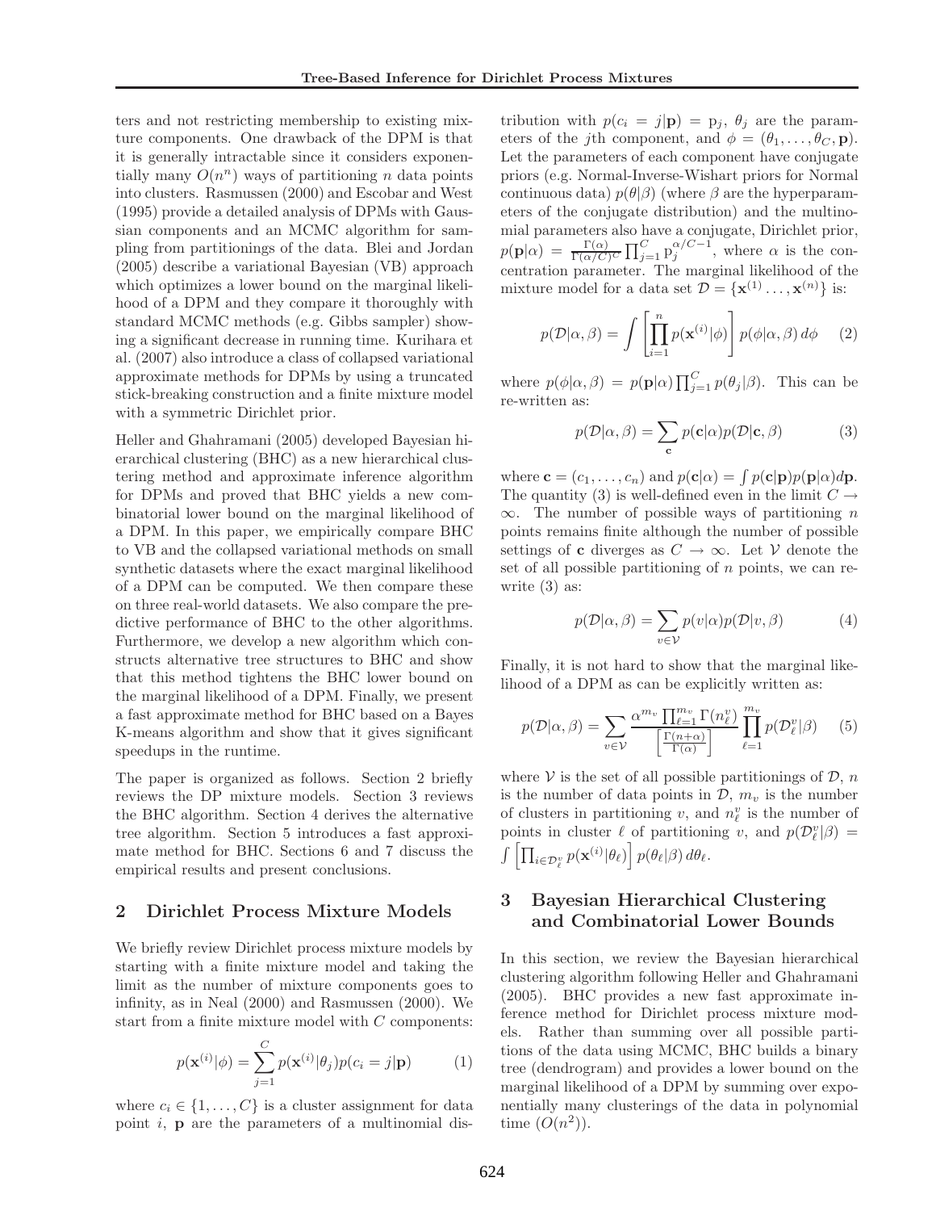ters and not restricting membership to existing mixture components. One drawback of the DPM is that it is generally intractable since it considers exponentially many $O(n^n)$ ways of partitioning $n$ data points into clusters. Rasmussen (2000) and Escobar and West (1995) provide a detailed analysis of DPMs with Gaussian components and an MCMC algorithm for sampling from partitionings of the data. Blei and Jordan (2005) describe a variational Bayesian (VB) approach which optimizes a lower bound on the marginal likelihood of a DPM and they compare it thoroughly with standard MCMC methods (e.g. Gibbs sampler) showing a significant decrease in running time. Kurihara et al. (2007) also introduce a class of collapsed variational approximate methods for DPMs by using a truncated stick-breaking construction and a finite mixture model with a symmetric Dirichlet prior.

Heller and Ghahramani (2005) developed Bayesian hierarchical clustering (BHC) as a new hierarchical clustering method and approximate inference algorithm for DPMs and proved that BHC yields a new combinatorial lower bound on the marginal likelihood of a DPM. In this paper, we empirically compare BHC to VB and the collapsed variational methods on small synthetic datasets where the exact marginal likelihood of a DPM can be computed. We then compare these on three real-world datasets. We also compare the predictive performance of BHC to the other algorithms. Furthermore, we develop a new algorithm which constructs alternative tree structures to BHC and show that this method tightens the BHC lower bound on the marginal likelihood of a DPM. Finally, we present a fast approximate method for BHC based on a Bayes K-means algorithm and show that it gives significant speedups in the runtime.

The paper is organized as follows. Section 2 briefly reviews the DP mixture models. Section 3 reviews the BHC algorithm. Section 4 derives the alternative tree algorithm. Section 5 introduces a fast approximate method for BHC. Sections 6 and 7 discuss the empirical results and present conclusions.

## 2 Dirichlet Process Mixture Models

We briefly review Dirichlet process mixture models by starting with a finite mixture model and taking the limit as the number of mixture components goes to infinity, as in Neal (2000) and Rasmussen (2000). We start from a finite mixture model with $C$ components:

$$p(\mathbf{x}^{(i)}|\phi) = \sum_{j=1}^{C} p(\mathbf{x}^{(i)}|\theta_j) p(c_i = j|\mathbf{p}) \qquad (1)$$

where $c_i \in \{1, \ldots, C\}$ is a cluster assignment for data point $i$, $\mathbf{p}$ are the parameters of a multinomial distribution with $p(c_i = j|\mathbf{p}) = \mathrm{p}_j$, $\theta_j$ are the parameters of the $j$th component, and $\phi = (\theta_1, \ldots, \theta_C, \mathbf{p})$. Let the parameters of each component have conjugate priors (e.g. Normal-Inverse-Wishart priors for Normal continuous data) $p(\theta|\beta)$ (where $\beta$ are the hyperparameters of the conjugate distribution) and the multinomial parameters also have a conjugate, Dirichlet prior, $p(\mathbf{p}|\alpha) = \frac{\Gamma(\alpha)}{\Gamma(\alpha/C)^C} \prod_{j=1}^{C} \mathrm{p}_j^{\alpha/C-1}$, where $\alpha$ is the concentration parameter. The marginal likelihood of the mixture model for a data set $\mathcal{D} = \{\mathbf{x}^{(1)} \ldots, \mathbf{x}^{(n)}\}$ is:

$$p(\mathcal{D}|\alpha, \beta) = \int \left[\prod_{i=1}^{n} p(\mathbf{x}^{(i)}|\phi)\right] p(\phi|\alpha, \beta)\, d\phi \qquad (2)$$

where $p(\phi|\alpha, \beta) = p(\mathbf{p}|\alpha) \prod_{j=1}^{C} p(\theta_j|\beta)$. This can be re-written as:

$$p(\mathcal{D}|\alpha, \beta) = \sum_{\mathbf{c}} p(\mathbf{c}|\alpha) p(\mathcal{D}|\mathbf{c}, \beta) \qquad (3)$$

where $\mathbf{c} = (c_1, \ldots, c_n)$ and $p(\mathbf{c}|\alpha) = \int p(\mathbf{c}|\mathbf{p}) p(\mathbf{p}|\alpha) d\mathbf{p}$. The quantity (3) is well-defined even in the limit $C \to \infty$. The number of possible ways of partitioning $n$ points remains finite although the number of possible settings of $\mathbf{c}$ diverges as $C \to \infty$. Let $\mathcal{V}$ denote the set of all possible partitioning of $n$ points, we can re-write (3) as:

$$p(\mathcal{D}|\alpha, \beta) = \sum_{v \in \mathcal{V}} p(v|\alpha) p(\mathcal{D}|v, \beta) \qquad (4)$$

Finally, it is not hard to show that the marginal likelihood of a DPM as can be explicitly written as:

$$p(\mathcal{D}|\alpha, \beta) = \sum_{v \in \mathcal{V}} \frac{\alpha^{m_v} \prod_{\ell=1}^{m_v} \Gamma(n_\ell^v)}{\left[\frac{\Gamma(n+\alpha)}{\Gamma(\alpha)}\right]} \prod_{\ell=1}^{m_v} p(\mathcal{D}_\ell^v|\beta) \qquad (5)$$

where $\mathcal{V}$ is the set of all possible partitionings of $\mathcal{D}$, $n$ is the number of data points in $\mathcal{D}$, $m_v$ is the number of clusters in partitioning $v$, and $n_\ell^v$ is the number of points in cluster $\ell$ of partitioning $v$, and $p(\mathcal{D}_\ell^v|\beta) = \int \left[\prod_{i \in \mathcal{D}_\ell^v} p(\mathbf{x}^{(i)}|\theta_\ell)\right] p(\theta_\ell|\beta)\, d\theta_\ell$.

## 3 Bayesian Hierarchical Clustering and Combinatorial Lower Bounds

In this section, we review the Bayesian hierarchical clustering algorithm following Heller and Ghahramani (2005). BHC provides a new fast approximate inference method for Dirichlet process mixture models. Rather than summing over all possible partitions of the data using MCMC, BHC builds a binary tree (dendrogram) and provides a lower bound on the marginal likelihood of a DPM by summing over exponentially many clusterings of the data in polynomial time ($O(n^2)$).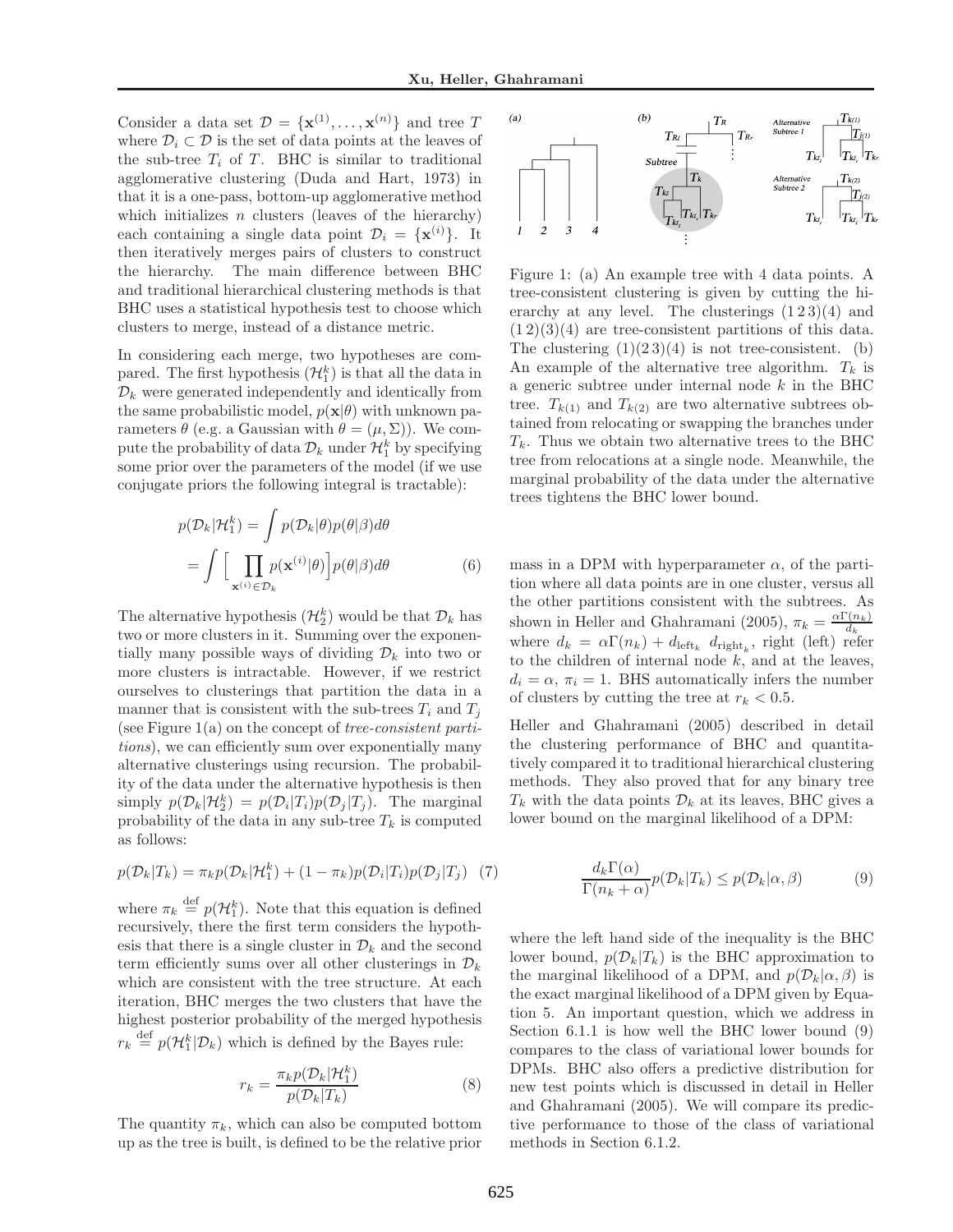Consider a data set $\mathcal{D} = \{\mathbf{x}^{(1)}, \ldots, \mathbf{x}^{(n)}\}$ and tree $T$ where $\mathcal{D}_i \subset \mathcal{D}$ is the set of data points at the leaves of the sub-tree $T_i$ of $T$. BHC is similar to traditional agglomerative clustering (Duda and Hart, 1973) in that it is a one-pass, bottom-up agglomerative method which initializes $n$ clusters (leaves of the hierarchy) each containing a single data point $\mathcal{D}_i = \{\mathbf{x}^{(i)}\}$. It then iteratively merges pairs of clusters to construct the hierarchy. The main difference between BHC and traditional hierarchical clustering methods is that BHC uses a statistical hypothesis test to choose which clusters to merge, instead of a distance metric.

In considering each merge, two hypotheses are compared. The first hypothesis ($\mathcal{H}_1^k$) is that all the data in $\mathcal{D}_k$ were generated independently and identically from the same probabilistic model, $p(\mathbf{x}|\theta)$ with unknown parameters $\theta$ (e.g. a Gaussian with $\theta = (\mu, \Sigma)$). We compute the probability of data $\mathcal{D}_k$ under $\mathcal{H}_1^k$ by specifying some prior over the parameters of the model (if we use conjugate priors the following integral is tractable):

$$
\begin{aligned}
p(\mathcal{D}_k|\mathcal{H}_1^k) &= \int p(\mathcal{D}_k|\theta)p(\theta|\beta)d\theta \\
&= \int \Big[ \prod_{\mathbf{x}^{(i)} \in \mathcal{D}_k} p(\mathbf{x}^{(i)}|\theta) \Big] p(\theta|\beta)d\theta \qquad (6)
\end{aligned}
$$

The alternative hypothesis ($\mathcal{H}_2^k$) would be that $\mathcal{D}_k$ has two or more clusters in it. Summing over the exponentially many possible ways of dividing $\mathcal{D}_k$ into two or more clusters is intractable. However, if we restrict ourselves to clusterings that partition the data in a manner that is consistent with the sub-trees $T_i$ and $T_j$ (see Figure 1(a) on the concept of *tree-consistent partitions*), we can efficiently sum over exponentially many alternative clusterings using recursion. The probability of the data under the alternative hypothesis is then simply $p(\mathcal{D}_k|\mathcal{H}_2^k) = p(\mathcal{D}_i|T_i)p(\mathcal{D}_j|T_j)$. The marginal probability of the data in any sub-tree $T_k$ is computed as follows:

$$
p(\mathcal{D}_k|T_k) = \pi_k p(\mathcal{D}_k|\mathcal{H}_1^k) + (1 - \pi_k)p(\mathcal{D}_i|T_i)p(\mathcal{D}_j|T_j) \quad (7)
$$

where $\pi_k \stackrel{\text{def}}{=} p(\mathcal{H}_1^k)$. Note that this equation is defined recursively, there the first term considers the hypothesis that there is a single cluster in $\mathcal{D}_k$ and the second term efficiently sums over all other clusterings in $\mathcal{D}_k$ which are consistent with the tree structure. At each iteration, BHC merges the two clusters that have the highest posterior probability of the merged hypothesis $r_k \stackrel{\text{def}}{=} p(\mathcal{H}_1^k|\mathcal{D}_k)$ which is defined by the Bayes rule:

$$
r_k = \frac{\pi_k p(\mathcal{D}_k|\mathcal{H}_1^k)}{p(\mathcal{D}_k|T_k)} \qquad (8)
$$

The quantity $\pi_k$, which can also be computed bottom up as the tree is built, is defined to be the relative prior mass in a DPM with hyperparameter $\alpha$, of the partition where all data points are in one cluster, versus all the other partitions consistent with the subtrees. As shown in Heller and Ghahramani (2005), $\pi_k = \frac{\alpha\Gamma(n_k)}{d_k}$ where $d_k = \alpha\Gamma(n_k) + d_{\text{left}_k}\ d_{\text{right}_k}$, right (left) refer to the children of internal node $k$, and at the leaves, $d_i = \alpha$, $\pi_i = 1$. BHS automatically infers the number of clusters by cutting the tree at $r_k < 0.5$.

Figure 1: (a) An example tree with 4 data points. A tree-consistent clustering is given by cutting the hierarchy at any level. The clusterings (1 2 3)(4) and (1 2)(3)(4) are tree-consistent partitions of this data. The clustering (1)(2 3)(4) is not tree-consistent. (b) An example of the alternative tree algorithm. $T_k$ is a generic subtree under internal node $k$ in the BHC tree. $T_{k(1)}$ and $T_{k(2)}$ are two alternative subtrees obtained from relocating or swapping the branches under $T_k$. Thus we obtain two alternative trees to the BHC tree from relocations at a single node. Meanwhile, the marginal probability of the data under the alternative trees tightens the BHC lower bound.

Heller and Ghahramani (2005) described in detail the clustering performance of BHC and quantitatively compared it to traditional hierarchical clustering methods. They also proved that for any binary tree $T_k$ with the data points $\mathcal{D}_k$ at its leaves, BHC gives a lower bound on the marginal likelihood of a DPM:

$$
\frac{d_k \Gamma(\alpha)}{\Gamma(n_k + \alpha)} p(\mathcal{D}_k|T_k) \leq p(\mathcal{D}_k|\alpha, \beta) \qquad (9)
$$

where the left hand side of the inequality is the BHC lower bound, $p(\mathcal{D}_k|T_k)$ is the BHC approximation to the marginal likelihood of a DPM, and $p(\mathcal{D}_k|\alpha, \beta)$ is the exact marginal likelihood of a DPM given by Equation 5. An important question, which we address in Section 6.1.1 is how well the BHC lower bound (9) compares to the class of variational lower bounds for DPMs. BHC also offers a predictive distribution for new test points which is discussed in detail in Heller and Ghahramani (2005). We will compare its predictive performance to those of the class of variational methods in Section 6.1.2.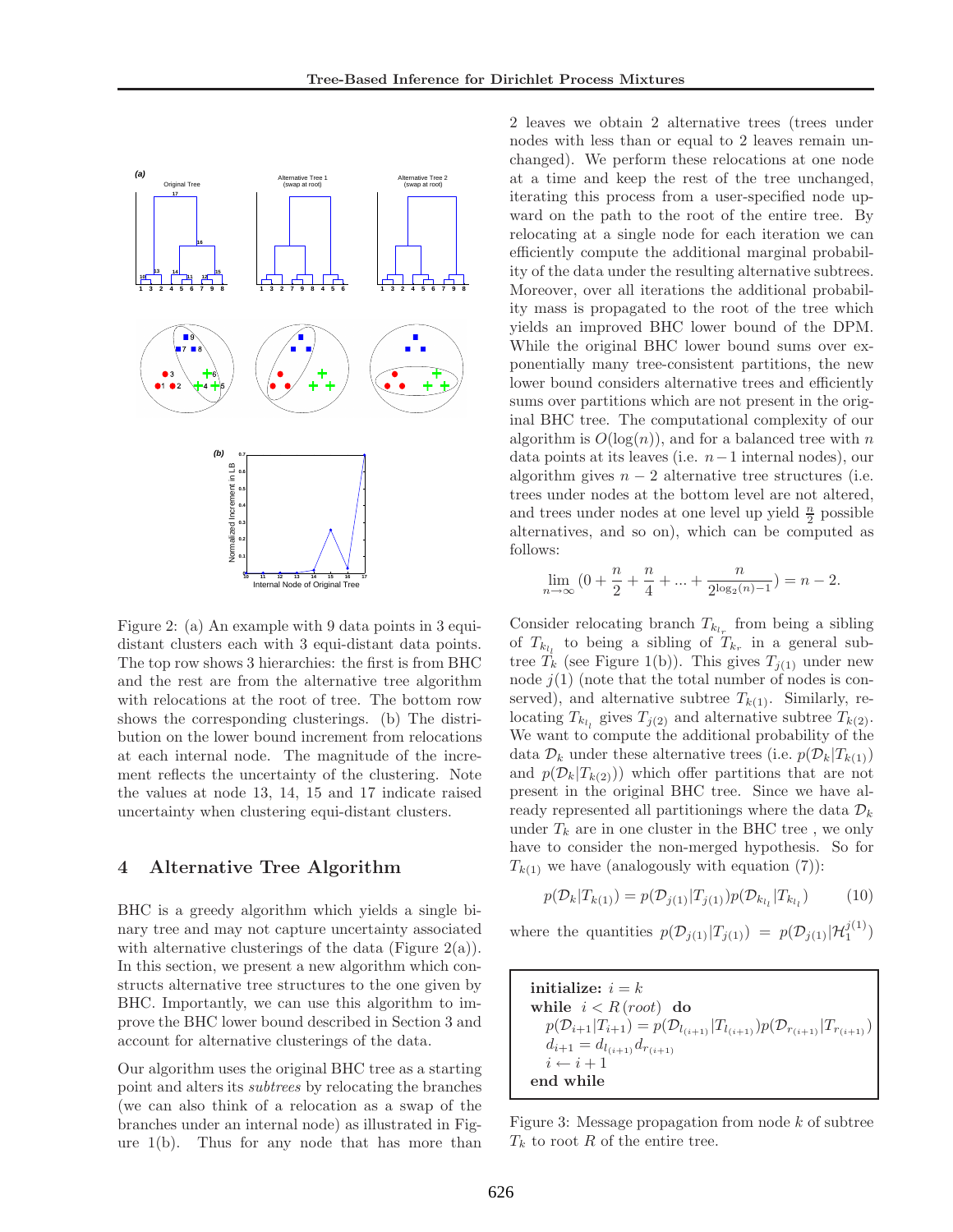Figure 2: (a) An example with 9 data points in 3 equidistant clusters each with 3 equi-distant data points. The top row shows 3 hierarchies: the first is from BHC and the rest are from the alternative tree algorithm with relocations at the root of tree. The bottom row shows the corresponding clusterings. (b) The distribution on the lower bound increment from relocations at each internal node. The magnitude of the increment reflects the uncertainty of the clustering. Note the values at node 13, 14, 15 and 17 indicate raised uncertainty when clustering equi-distant clusters.

## 4 Alternative Tree Algorithm

BHC is a greedy algorithm which yields a single binary tree and may not capture uncertainty associated with alternative clusterings of the data (Figure 2(a)). In this section, we present a new algorithm which constructs alternative tree structures to the one given by BHC. Importantly, we can use this algorithm to improve the BHC lower bound described in Section 3 and account for alternative clusterings of the data.

Our algorithm uses the original BHC tree as a starting point and alters its *subtrees* by relocating the branches (we can also think of a relocation as a swap of the branches under an internal node) as illustrated in Figure 1(b). Thus for any node that has more than 2 leaves we obtain 2 alternative trees (trees under nodes with less than or equal to 2 leaves remain unchanged). We perform these relocations at one node at a time and keep the rest of the tree unchanged, iterating this process from a user-specified node upward on the path to the root of the entire tree. By relocating at a single node for each iteration we can efficiently compute the additional marginal probability of the data under the resulting alternative subtrees. Moreover, over all iterations the additional probability mass is propagated to the root of the tree which yields an improved BHC lower bound of the DPM. While the original BHC lower bound sums over exponentially many tree-consistent partitions, the new lower bound considers alternative trees and efficiently sums over partitions which are not present in the original BHC tree. The computational complexity of our algorithm is $O(\log(n))$, and for a balanced tree with $n$ data points at its leaves (i.e. $n-1$ internal nodes), our algorithm gives $n-2$ alternative tree structures (i.e. trees under nodes at the bottom level are not altered, and trees under nodes at one level up yield $\frac{n}{2}$ possible alternatives, and so on), which can be computed as follows:

$$\lim_{n\to\infty}(0 + \frac{n}{2} + \frac{n}{4} + ... + \frac{n}{2^{\log_2(n)-1}}) = n-2.$$

Consider relocating branch $T_{k_{l_r}}$ from being a sibling of $T_{k_{l_l}}$ to being a sibling of $T_{k_r}$ in a general subtree $T_k$ (see Figure 1(b)). This gives $T_{j(1)}$ under new node $j(1)$ (note that the total number of nodes is conserved), and alternative subtree $T_{k(1)}$. Similarly, relocating $T_{k_{l_l}}$ gives $T_{j(2)}$ and alternative subtree $T_{k(2)}$. We want to compute the additional probability of the data $\mathcal{D}_k$ under these alternative trees (i.e. $p(\mathcal{D}_k|T_{k(1)})$ and $p(\mathcal{D}_k|T_{k(2)})$) which offer partitions that are not present in the original BHC tree. Since we have already represented all partitionings where the data $\mathcal{D}_k$ under $T_k$ are in one cluster in the BHC tree , we only have to consider the non-merged hypothesis. So for $T_{k(1)}$ we have (analogously with equation (7)):

$$p(\mathcal{D}_k|T_{k(1)}) = p(\mathcal{D}_{j(1)}|T_{j(1)})p(\mathcal{D}_{k_{l_l}}|T_{k_{l_l}}) \qquad (10)$$

where the quantities $p(\mathcal{D}_{j(1)}|T_{j(1)}) = p(\mathcal{D}_{j(1)}|\mathcal{H}_1^{j(1)})$

```
initialize: i = k
while  i < R(root)  do
    p(D_{i+1}|T_{i+1}) = p(D_{l_(i+1)}|T_{l_(i+1)}) p(D_{r_(i+1)}|T_{r_(i+1)})
    d_{i+1} = d_{l_(i+1)} d_{r_(i+1)}
    i ← i + 1
end while
```

Figure 3: Message propagation from node $k$ of subtree $T_k$ to root $R$ of the entire tree.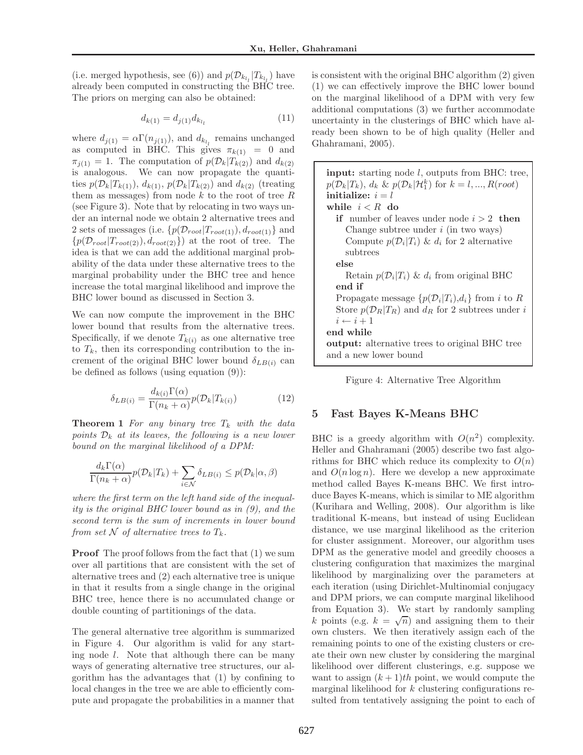(i.e. merged hypothesis, see (6)) and $p(\mathcal{D}_{k_{l_l}}|T_{k_{l_l}})$ have already been computed in constructing the BHC tree. The priors on merging can also be obtained:

$$d_{k(1)} = d_{j(1)} d_{k_{l_l}} \tag{11}$$

where $d_{j(1)} = \alpha\Gamma(n_{j(1)})$, and $d_{k_{l_l}}$ remains unchanged as computed in BHC. This gives $\pi_{k(1)} = 0$ and $\pi_{j(1)} = 1$. The computation of $p(\mathcal{D}_k|T_{k(2)})$ and $d_{k(2)}$ is analogous. We can now propagate the quantities $p(\mathcal{D}_k|T_{k(1)})$, $d_{k(1)}$, $p(\mathcal{D}_k|T_{k(2)})$ and $d_{k(2)}$ (treating them as messages) from node $k$ to the root of tree $R$ (see Figure 3). Note that by relocating in two ways under an internal node we obtain 2 alternative trees and 2 sets of messages (i.e. $\{p(\mathcal{D}_{root}|T_{root(1)}), d_{root(1)}\}$ and $\{p(\mathcal{D}_{root}|T_{root(2)}), d_{root(2)}\}$) at the root of tree. The idea is that we can add the additional marginal probability of the data under these alternative trees to the marginal probability under the BHC tree and hence increase the total marginal likelihood and improve the BHC lower bound as discussed in Section 3.

We can now compute the improvement in the BHC lower bound that results from the alternative trees. Specifically, if we denote $T_{k(i)}$ as one alternative tree to $T_k$, then its corresponding contribution to the increment of the original BHC lower bound $\delta_{LB(i)}$ can be defined as follows (using equation (9)):

$$\delta_{LB(i)} = \frac{d_{k(i)}\Gamma(\alpha)}{\Gamma(n_k + \alpha)} p(\mathcal{D}_k|T_{k(i)}) \tag{12}$$

**Theorem 1** *For any binary tree $T_k$ with the data points $\mathcal{D}_k$ at its leaves, the following is a new lower bound on the marginal likelihood of a DPM:*

$$\frac{d_k\Gamma(\alpha)}{\Gamma(n_k + \alpha)} p(\mathcal{D}_k|T_k) + \sum_{i \in \mathcal{N}} \delta_{LB(i)} \leq p(\mathcal{D}_k|\alpha, \beta)$$

*where the first term on the left hand side of the inequality is the original BHC lower bound as in (9), and the second term is the sum of increments in lower bound from set $\mathcal{N}$ of alternative trees to $T_k$.*

**Proof** The proof follows from the fact that (1) we sum over all partitions that are consistent with the set of alternative trees and (2) each alternative tree is unique in that it results from a single change in the original BHC tree, hence there is no accumulated change or double counting of partitionings of the data.

The general alternative tree algorithm is summarized in Figure 4. Our algorithm is valid for any starting node $l$. Note that although there can be many ways of generating alternative tree structures, our algorithm has the advantages that (1) by confining to local changes in the tree we are able to efficiently compute and propagate the probabilities in a manner that is consistent with the original BHC algorithm (2) given (1) we can effectively improve the BHC lower bound on the marginal likelihood of a DPM with very few additional computations (3) we further accommodate uncertainty in the clusterings of BHC which have already been shown to be of high quality (Heller and Ghahramani, 2005).

**input:** starting node $l$, outputs from BHC: tree, $p(\mathcal{D}_k|T_k)$, $d_k$ & $p(\mathcal{D}_k|\mathcal{H}_1^k)$ for $k = l, ..., R(root)$
**initialize:** $i = l$
**while** $i < R$ **do**
  **if** number of leaves under node $i > 2$ **then**
    Change subtree under $i$ (in two ways)
    Compute $p(\mathcal{D}_i|T_i)$ & $d_i$ for 2 alternative subtrees
  **else**
    Retain $p(\mathcal{D}_i|T_i)$ & $d_i$ from original BHC
  **end if**
  Propagate message $\{p(\mathcal{D}_i|T_i), d_i\}$ from $i$ to $R$
  Store $p(\mathcal{D}_R|T_R)$ and $d_R$ for 2 subtrees under $i$
  $i \leftarrow i + 1$
**end while**
**output:** alternative trees to original BHC tree and a new lower bound

Figure 4: Alternative Tree Algorithm

## 5 Fast Bayes K-Means BHC

BHC is a greedy algorithm with $O(n^2)$ complexity. Heller and Ghahramani (2005) describe two fast algorithms for BHC which reduce its complexity to $O(n)$ and $O(n \log n)$. Here we develop a new approximate method called Bayes K-means BHC. We first introduce Bayes K-means, which is similar to ME algorithm (Kurihara and Welling, 2008). Our algorithm is like traditional K-means, but instead of using Euclidean distance, we use marginal likelihood as the criterion for cluster assignment. Moreover, our algorithm uses DPM as the generative model and greedily chooses a clustering configuration that maximizes the marginal likelihood by marginalizing over the parameters at each iteration (using Dirichlet-Multinomial conjugacy and DPM priors, we can compute marginal likelihood from Equation 3). We start by randomly sampling $k$ points (e.g. $k = \sqrt{n}$) and assigning them to their own clusters. We then iteratively assign each of the remaining points to one of the existing clusters or create their own new cluster by considering the marginal likelihood over different clusterings, e.g. suppose we want to assign $(k+1)th$ point, we would compute the marginal likelihood for $k$ clustering configurations resulted from tentatively assigning the point to each of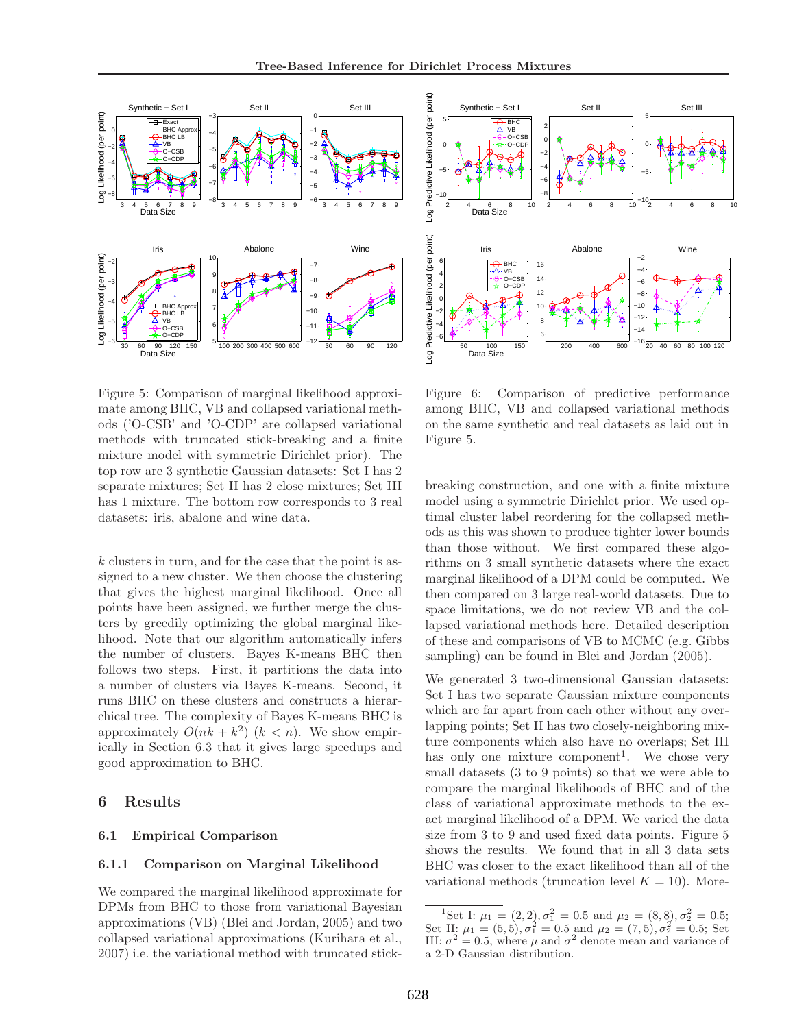Figure 5: Comparison of marginal likelihood approximate among BHC, VB and collapsed variational methods ('O-CSB' and 'O-CDP' are collapsed variational methods with truncated stick-breaking and a finite mixture model with symmetric Dirichlet prior). The top row are 3 synthetic Gaussian datasets: Set I has 2 separate mixtures; Set II has 2 close mixtures; Set III has 1 mixture. The bottom row corresponds to 3 real datasets: iris, abalone and wine data.

Figure 6: Comparison of predictive performance among BHC, VB and collapsed variational methods on the same synthetic and real datasets as laid out in Figure 5.

$k$ clusters in turn, and for the case that the point is assigned to a new cluster. We then choose the clustering that gives the highest marginal likelihood. Once all points have been assigned, we further merge the clusters by greedily optimizing the global marginal likelihood. Note that our algorithm automatically infers the number of clusters. Bayes K-means BHC then follows two steps. First, it partitions the data into a number of clusters via Bayes K-means. Second, it runs BHC on these clusters and constructs a hierarchical tree. The complexity of Bayes K-means BHC is approximately $O(nk + k^2)$ $(k < n)$. We show empirically in Section 6.3 that it gives large speedups and good approximation to BHC.

## 6 Results

### 6.1 Empirical Comparison

#### 6.1.1 Comparison on Marginal Likelihood

We compared the marginal likelihood approximate for DPMs from BHC to those from variational Bayesian approximations (VB) (Blei and Jordan, 2005) and two collapsed variational approximations (Kurihara et al., 2007) i.e. the variational method with truncated stick-breaking construction, and one with a finite mixture model using a symmetric Dirichlet prior. We used optimal cluster label reordering for the collapsed methods as this was shown to produce tighter lower bounds than those without. We first compared these algorithms on 3 small synthetic datasets where the exact marginal likelihood of a DPM could be computed. We then compared on 3 large real-world datasets. Due to space limitations, we do not review VB and the collapsed variational methods here. Detailed description of these and comparisons of VB to MCMC (e.g. Gibbs sampling) can be found in Blei and Jordan (2005).

We generated 3 two-dimensional Gaussian datasets: Set I has two separate Gaussian mixture components which are far apart from each other without any overlapping points; Set II has two closely-neighboring mixture components which also have no overlaps; Set III has only one mixture component[1]. We chose very small datasets (3 to 9 points) so that we were able to compare the marginal likelihoods of BHC and of the class of variational approximate methods to the exact marginal likelihood of a DPM. We varied the data size from 3 to 9 and used fixed data points. Figure 5 shows the results. We found that in all 3 data sets BHC was closer to the exact likelihood than all of the variational methods (truncation level $K = 10$). More-

[1] Set I: $\mu_1 = (2, 2), \sigma_1^2 = 0.5$ and $\mu_2 = (8, 8), \sigma_2^2 = 0.5$; Set II: $\mu_1 = (5, 5), \sigma_1^2 = 0.5$ and $\mu_2 = (7, 5), \sigma_2^2 = 0.5$; Set III: $\sigma^2 = 0.5$, where $\mu$ and $\sigma^2$ denote mean and variance of a 2-D Gaussian distribution.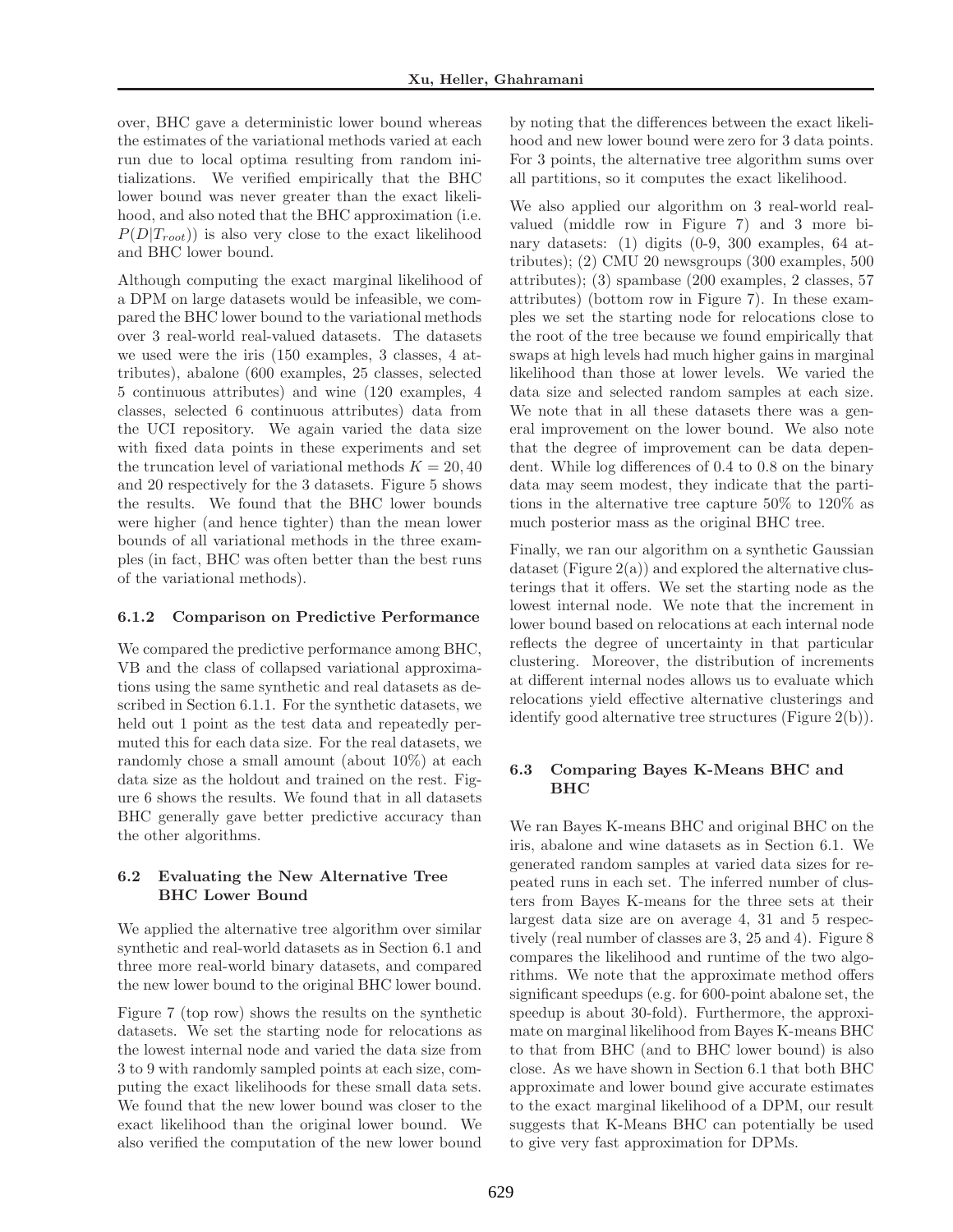over, BHC gave a deterministic lower bound whereas the estimates of the variational methods varied at each run due to local optima resulting from random initializations. We verified empirically that the BHC lower bound was never greater than the exact likelihood, and also noted that the BHC approximation (i.e. $P(D|T_{root})$) is also very close to the exact likelihood and BHC lower bound.

Although computing the exact marginal likelihood of a DPM on large datasets would be infeasible, we compared the BHC lower bound to the variational methods over 3 real-world real-valued datasets. The datasets we used were the iris (150 examples, 3 classes, 4 attributes), abalone (600 examples, 25 classes, selected 5 continuous attributes) and wine (120 examples, 4 classes, selected 6 continuous attributes) data from the UCI repository. We again varied the data size with fixed data points in these experiments and set the truncation level of variational methods $K = 20, 40$ and 20 respectively for the 3 datasets. Figure 5 shows the results. We found that the BHC lower bounds were higher (and hence tighter) than the mean lower bounds of all variational methods in the three examples (in fact, BHC was often better than the best runs of the variational methods).

#### 6.1.2 Comparison on Predictive Performance

We compared the predictive performance among BHC, VB and the class of collapsed variational approximations using the same synthetic and real datasets as described in Section 6.1.1. For the synthetic datasets, we held out 1 point as the test data and repeatedly permuted this for each data size. For the real datasets, we randomly chose a small amount (about 10%) at each data size as the holdout and trained on the rest. Figure 6 shows the results. We found that in all datasets BHC generally gave better predictive accuracy than the other algorithms.

### 6.2 Evaluating the New Alternative Tree BHC Lower Bound

We applied the alternative tree algorithm over similar synthetic and real-world datasets as in Section 6.1 and three more real-world binary datasets, and compared the new lower bound to the original BHC lower bound.

Figure 7 (top row) shows the results on the synthetic datasets. We set the starting node for relocations as the lowest internal node and varied the data size from 3 to 9 with randomly sampled points at each size, computing the exact likelihoods for these small data sets. We found that the new lower bound was closer to the exact likelihood than the original lower bound. We also verified the computation of the new lower bound by noting that the differences between the exact likelihood and new lower bound were zero for 3 data points. For 3 points, the alternative tree algorithm sums over all partitions, so it computes the exact likelihood.

We also applied our algorithm on 3 real-world real-valued (middle row in Figure 7) and 3 more binary datasets: (1) digits (0-9, 300 examples, 64 attributes); (2) CMU 20 newsgroups (300 examples, 500 attributes); (3) spambase (200 examples, 2 classes, 57 attributes) (bottom row in Figure 7). In these examples we set the starting node for relocations close to the root of the tree because we found empirically that swaps at high levels had much higher gains in marginal likelihood than those at lower levels. We varied the data size and selected random samples at each size. We note that in all these datasets there was a general improvement on the lower bound. We also note that the degree of improvement can be data dependent. While log differences of 0.4 to 0.8 on the binary data may seem modest, they indicate that the partitions in the alternative tree capture 50% to 120% as much posterior mass as the original BHC tree.

Finally, we ran our algorithm on a synthetic Gaussian dataset (Figure 2(a)) and explored the alternative clusterings that it offers. We set the starting node as the lowest internal node. We note that the increment in lower bound based on relocations at each internal node reflects the degree of uncertainty in that particular clustering. Moreover, the distribution of increments at different internal nodes allows us to evaluate which relocations yield effective alternative clusterings and identify good alternative tree structures (Figure 2(b)).

### 6.3 Comparing Bayes K-Means BHC and BHC

We ran Bayes K-means BHC and original BHC on the iris, abalone and wine datasets as in Section 6.1. We generated random samples at varied data sizes for repeated runs in each set. The inferred number of clusters from Bayes K-means for the three sets at their largest data size are on average 4, 31 and 5 respectively (real number of classes are 3, 25 and 4). Figure 8 compares the likelihood and runtime of the two algorithms. We note that the approximate method offers significant speedups (e.g. for 600-point abalone set, the speedup is about 30-fold). Furthermore, the approximate on marginal likelihood from Bayes K-means BHC to that from BHC (and to BHC lower bound) is also close. As we have shown in Section 6.1 that both BHC approximate and lower bound give accurate estimates to the exact marginal likelihood of a DPM, our result suggests that K-Means BHC can potentially be used to give very fast approximation for DPMs.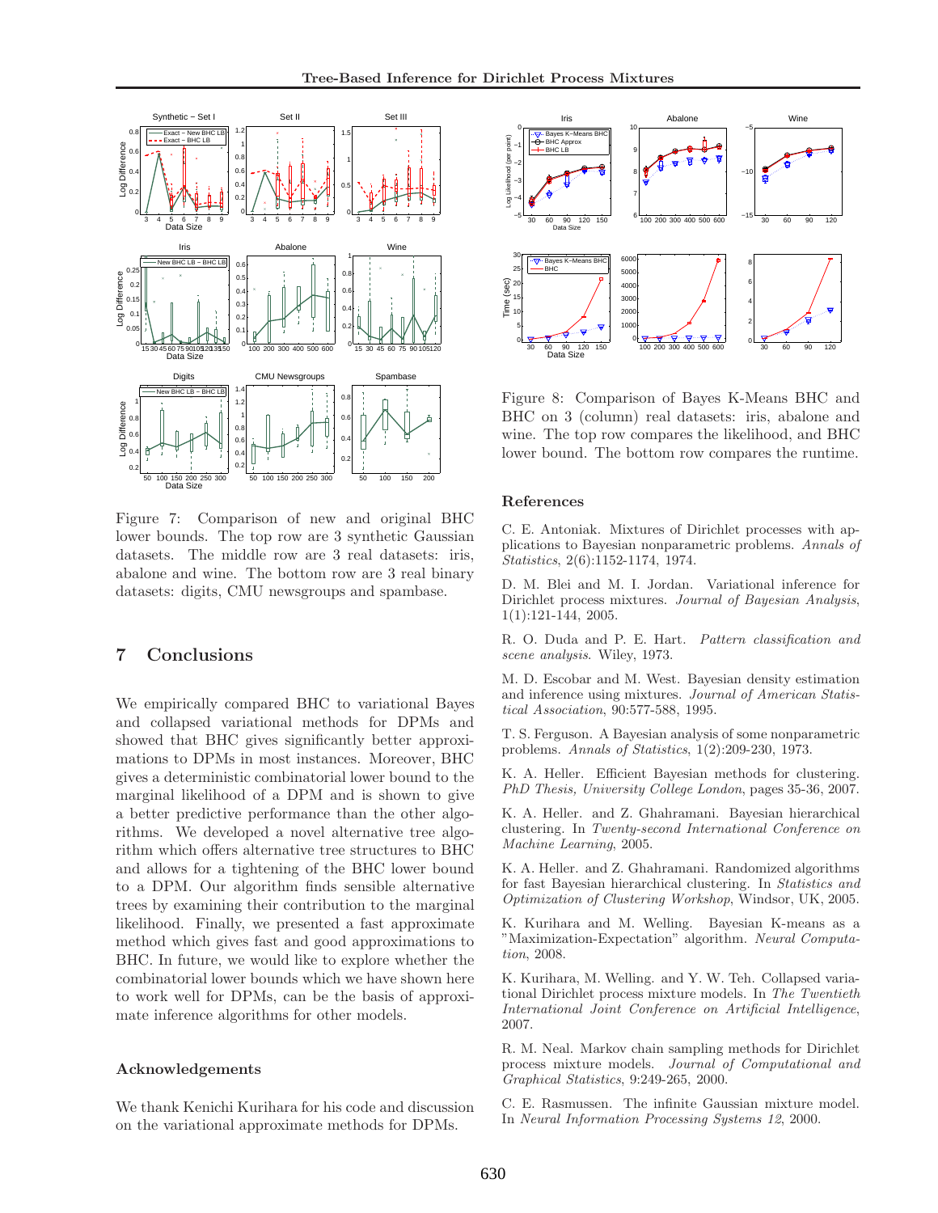Synthetic − Set I

Set II

Set III

Exact − New BHC LB

Exact − BHC LB

Log Difference

Data Size

Iris

Abalone

Wine

New BHC LB − BHC LB

Log Difference

Data Size

Digits

CMU Newsgroups

Spambase

New BHC LB − BHC LB

Log Difference

Data Size

Figure 7: Comparison of new and original BHC lower bounds. The top row are 3 synthetic Gaussian datasets. The middle row are 3 real datasets: iris, abalone and wine. The bottom row are 3 real binary datasets: digits, CMU newsgroups and spambase.

Iris

Abalone

Wine

Bayes K−Means BHC

BHC Approx

BHC LB

Log Likelihood (per point)

Data Size

Bayes K−Means BHC

BHC

Time (sec)

Data Size

Figure 8: Comparison of Bayes K-Means BHC and BHC on 3 (column) real datasets: iris, abalone and wine. The top row compares the likelihood, and BHC lower bound. The bottom row compares the runtime.

## 7 Conclusions

We empirically compared BHC to variational Bayes and collapsed variational methods for DPMs and showed that BHC gives significantly better approximations to DPMs in most instances. Moreover, BHC gives a deterministic combinatorial lower bound to the marginal likelihood of a DPM and is shown to give a better predictive performance than the other algorithms. We developed a novel alternative tree algorithm which offers alternative tree structures to BHC and allows for a tightening of the BHC lower bound to a DPM. Our algorithm finds sensible alternative trees by examining their contribution to the marginal likelihood. Finally, we presented a fast approximate method which gives fast and good approximations to BHC. In future, we would like to explore whether the combinatorial lower bounds which we have shown here to work well for DPMs, can be the basis of approximate inference algorithms for other models.

### Acknowledgements

We thank Kenichi Kurihara for his code and discussion on the variational approximate methods for DPMs.

### References

C. E. Antoniak. Mixtures of Dirichlet processes with applications to Bayesian nonparametric problems. *Annals of Statistics*, 2(6):1152-1174, 1974.

D. M. Blei and M. I. Jordan. Variational inference for Dirichlet process mixtures. *Journal of Bayesian Analysis*, 1(1):121-144, 2005.

R. O. Duda and P. E. Hart. *Pattern classification and scene analysis*. Wiley, 1973.

M. D. Escobar and M. West. Bayesian density estimation and inference using mixtures. *Journal of American Statistical Association*, 90:577-588, 1995.

T. S. Ferguson. A Bayesian analysis of some nonparametric problems. *Annals of Statistics*, 1(2):209-230, 1973.

K. A. Heller. Efficient Bayesian methods for clustering. *PhD Thesis, University College London*, pages 35-36, 2007.

K. A. Heller. and Z. Ghahramani. Bayesian hierarchical clustering. In *Twenty-second International Conference on Machine Learning*, 2005.

K. A. Heller. and Z. Ghahramani. Randomized algorithms for fast Bayesian hierarchical clustering. In *Statistics and Optimization of Clustering Workshop*, Windsor, UK, 2005.

K. Kurihara and M. Welling. Bayesian K-means as a "Maximization-Expectation" algorithm. *Neural Computation*, 2008.

K. Kurihara, M. Welling. and Y. W. Teh. Collapsed variational Dirichlet process mixture models. In *The Twentieth International Joint Conference on Artificial Intelligence*, 2007.

R. M. Neal. Markov chain sampling methods for Dirichlet process mixture models. *Journal of Computational and Graphical Statistics*, 9:249-265, 2000.

C. E. Rasmussen. The infinite Gaussian mixture model. In *Neural Information Processing Systems 12*, 2000.